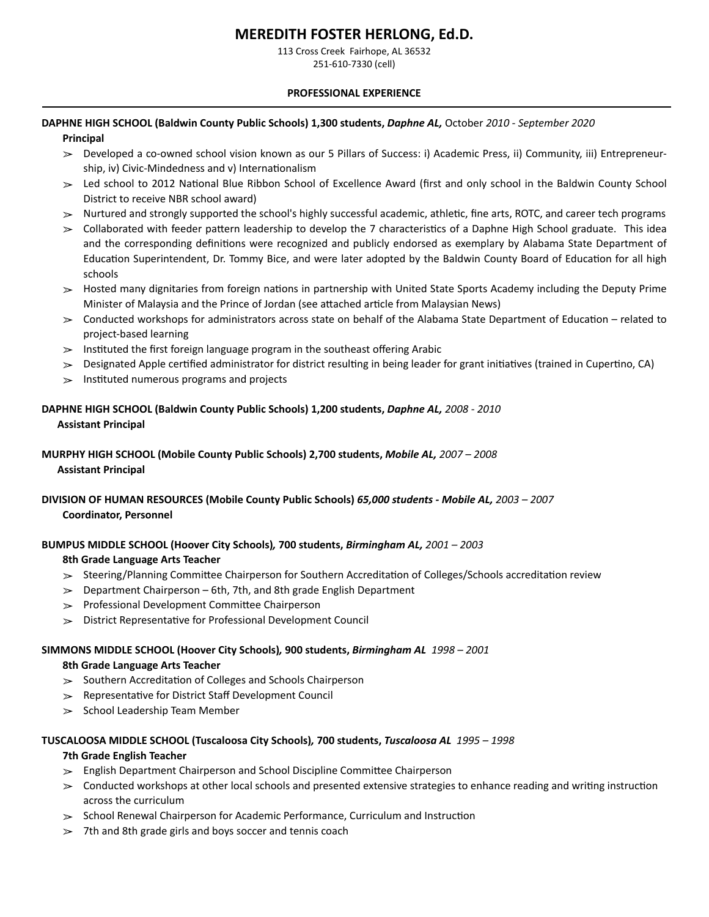# MEREDITH FOSTER HERLONG, Ed.D.

113 Cross Creek Fairhope, AL 36532
251-610-7330 (cell)

## PROFESSIONAL EXPERIENCE

**DAPHNE HIGH SCHOOL (Baldwin County Public Schools) 1,300 students, *Daphne AL,*** October *2010 - September 2020*

**Principal**

- Developed a co-owned school vision known as our 5 Pillars of Success: i) Academic Press, ii) Community, iii) Entrepreneurship, iv) Civic-Mindedness and v) Internationalism
- Led school to 2012 National Blue Ribbon School of Excellence Award (first and only school in the Baldwin County School District to receive NBR school award)
- Nurtured and strongly supported the school's highly successful academic, athletic, fine arts, ROTC, and career tech programs
- Collaborated with feeder pattern leadership to develop the 7 characteristics of a Daphne High School graduate. This idea and the corresponding definitions were recognized and publicly endorsed as exemplary by Alabama State Department of Education Superintendent, Dr. Tommy Bice, and were later adopted by the Baldwin County Board of Education for all high schools
- Hosted many dignitaries from foreign nations in partnership with United State Sports Academy including the Deputy Prime Minister of Malaysia and the Prince of Jordan (see attached article from Malaysian News)
- Conducted workshops for administrators across state on behalf of the Alabama State Department of Education – related to project-based learning
- Instituted the first foreign language program in the southeast offering Arabic
- Designated Apple certified administrator for district resulting in being leader for grant initiatives (trained in Cupertino, CA)
- Instituted numerous programs and projects

**DAPHNE HIGH SCHOOL (Baldwin County Public Schools) 1,200 students, *Daphne AL,*** *2008 - 2010*

**Assistant Principal**

**MURPHY HIGH SCHOOL (Mobile County Public Schools) 2,700 students, *Mobile AL,*** *2007 – 2008*

**Assistant Principal**

**DIVISION OF HUMAN RESOURCES (Mobile County Public Schools) *65,000 students - Mobile AL,*** *2003 – 2007*

**Coordinator, Personnel**

**BUMPUS MIDDLE SCHOOL (Hoover City Schools), 700 students, *Birmingham AL,*** *2001 – 2003*

**8th Grade Language Arts Teacher**

- Steering/Planning Committee Chairperson for Southern Accreditation of Colleges/Schools accreditation review
- Department Chairperson – 6th, 7th, and 8th grade English Department
- Professional Development Committee Chairperson
- District Representative for Professional Development Council

**SIMMONS MIDDLE SCHOOL (Hoover City Schools), 900 students, *Birmingham AL*** *1998 – 2001*

**8th Grade Language Arts Teacher**

- Southern Accreditation of Colleges and Schools Chairperson
- Representative for District Staff Development Council
- School Leadership Team Member

**TUSCALOOSA MIDDLE SCHOOL (Tuscaloosa City Schools), 700 students, *Tuscaloosa AL*** *1995 – 1998*

**7th Grade English Teacher**

- English Department Chairperson and School Discipline Committee Chairperson
- Conducted workshops at other local schools and presented extensive strategies to enhance reading and writing instruction across the curriculum
- School Renewal Chairperson for Academic Performance, Curriculum and Instruction
- 7th and 8th grade girls and boys soccer and tennis coach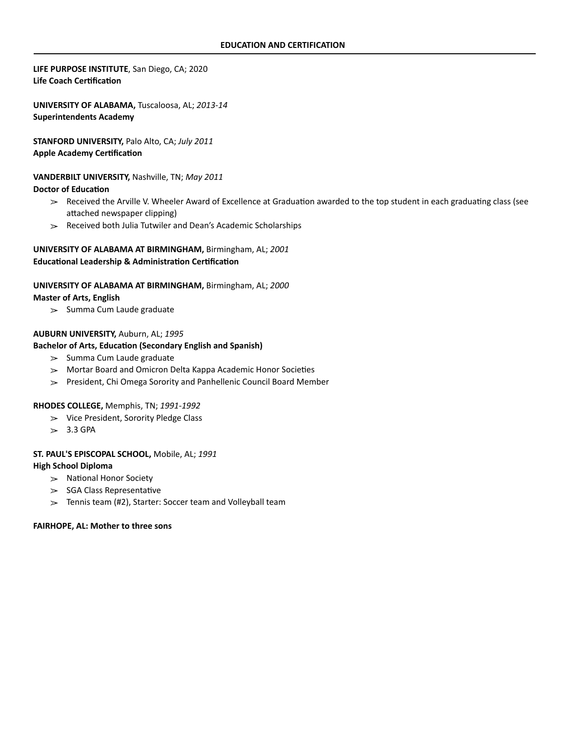## EDUCATION AND CERTIFICATION

**LIFE PURPOSE INSTITUTE**, San Diego, CA; 2020
**Life Coach Certification**

**UNIVERSITY OF ALABAMA,** Tuscaloosa, AL; *2013-14*
**Superintendents Academy**

**STANFORD UNIVERSITY,** Palo Alto, CA; *July 2011*
**Apple Academy Certification**

**VANDERBILT UNIVERSITY,** Nashville, TN; *May 2011*
**Doctor of Education**

- Received the Arville V. Wheeler Award of Excellence at Graduation awarded to the top student in each graduating class (see attached newspaper clipping)
- Received both Julia Tutwiler and Dean's Academic Scholarships

**UNIVERSITY OF ALABAMA AT BIRMINGHAM,** Birmingham, AL; *2001*
**Educational Leadership & Administration Certification**

**UNIVERSITY OF ALABAMA AT BIRMINGHAM,** Birmingham, AL; *2000*
**Master of Arts, English**

- Summa Cum Laude graduate

**AUBURN UNIVERSITY,** Auburn, AL; *1995*
**Bachelor of Arts, Education (Secondary English and Spanish)**

- Summa Cum Laude graduate
- Mortar Board and Omicron Delta Kappa Academic Honor Societies
- President, Chi Omega Sorority and Panhellenic Council Board Member

**RHODES COLLEGE,** Memphis, TN; *1991-1992*

- Vice President, Sorority Pledge Class
- 3.3 GPA

**ST. PAUL'S EPISCOPAL SCHOOL,** Mobile, AL; *1991*
**High School Diploma**

- National Honor Society
- SGA Class Representative
- Tennis team (#2), Starter: Soccer team and Volleyball team

**FAIRHOPE, AL: Mother to three sons**